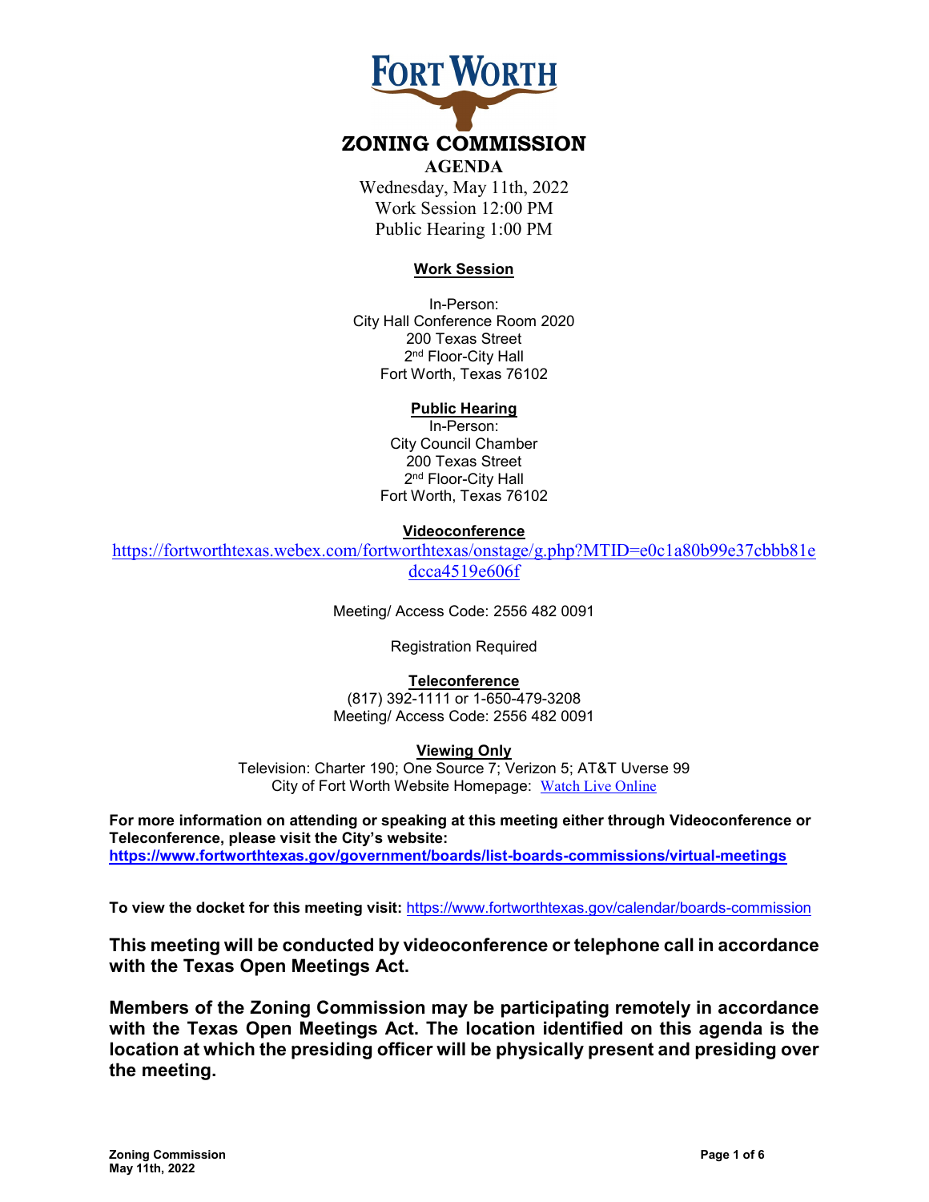# FORT WORTH

## ZONING COMMISSION

**AGENDA**

Wednesday, May 11th, 2022
Work Session 12:00 PM
Public Hearing 1:00 PM

**Work Session**

In-Person:
City Hall Conference Room 2020
200 Texas Street
2nd Floor-City Hall
Fort Worth, Texas 76102

**Public Hearing**

In-Person:
City Council Chamber
200 Texas Street
2nd Floor-City Hall
Fort Worth, Texas 76102

**Videoconference**

https://fortworthtexas.webex.com/fortworthtexas/onstage/g.php?MTID=e0c1a80b99e37cbbb81edcca4519e606f

Meeting/ Access Code: 2556 482 0091

Registration Required

**Teleconference**

(817) 392-1111 or 1-650-479-3208
Meeting/ Access Code: 2556 482 0091

**Viewing Only**

Television: Charter 190; One Source 7; Verizon 5; AT&T Uverse 99
City of Fort Worth Website Homepage: Watch Live Online

**For more information on attending or speaking at this meeting either through Videoconference or Teleconference, please visit the City's website:**
**https://www.fortworthtexas.gov/government/boards/list-boards-commissions/virtual-meetings**

**To view the docket for this meeting visit:** https://www.fortworthtexas.gov/calendar/boards-commission

**This meeting will be conducted by videoconference or telephone call in accordance with the Texas Open Meetings Act.**

**Members of the Zoning Commission may be participating remotely in accordance with the Texas Open Meetings Act. The location identified on this agenda is the location at which the presiding officer will be physically present and presiding over the meeting.**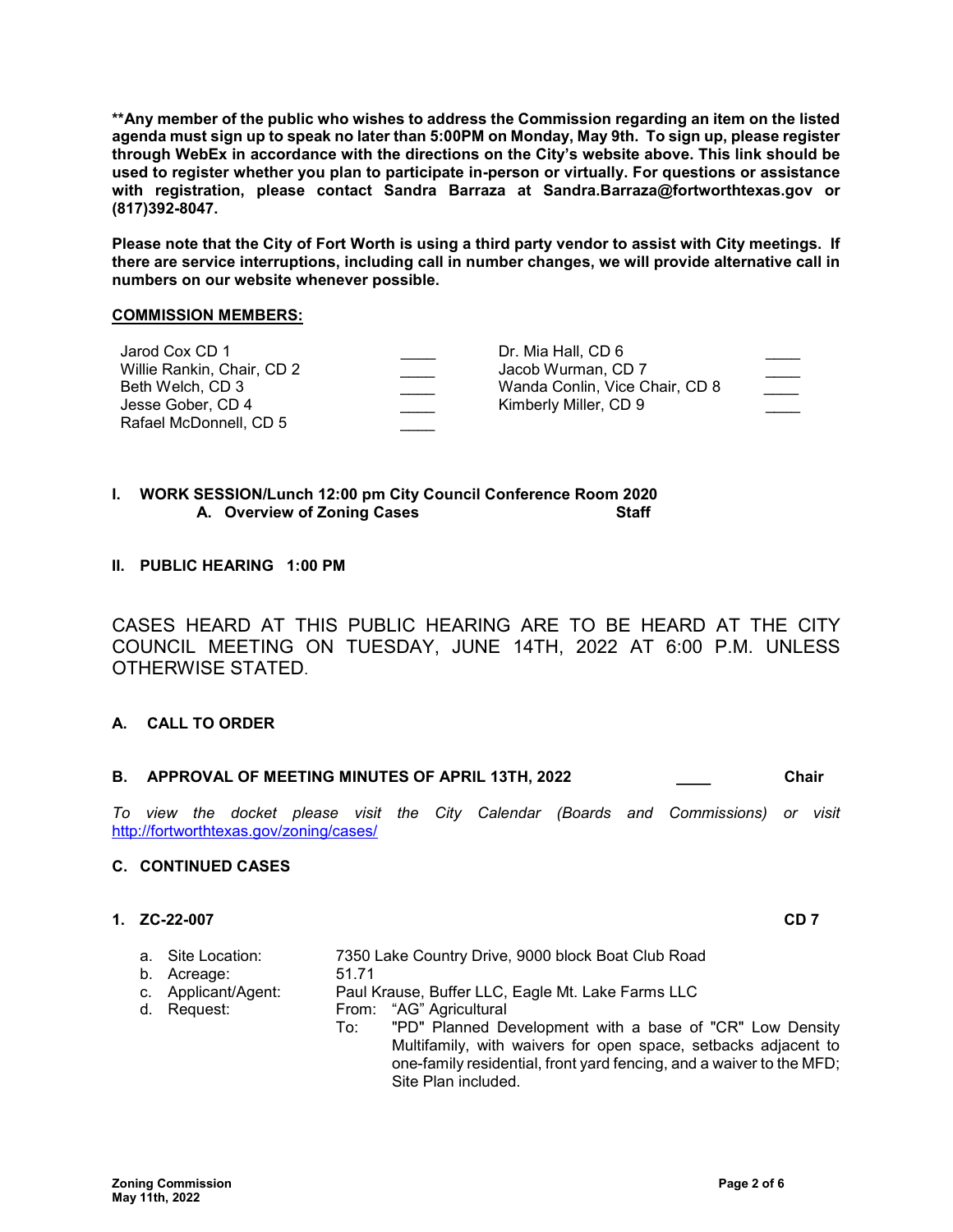**\*\*Any member of the public who wishes to address the Commission regarding an item on the listed agenda must sign up to speak no later than 5:00PM on Monday, May 9th. To sign up, please register through WebEx in accordance with the directions on the City's website above. This link should be used to register whether you plan to participate in-person or virtually. For questions or assistance with registration, please contact Sandra Barraza at Sandra.Barraza@fortworthtexas.gov or (817)392-8047.**

**Please note that the City of Fort Worth is using a third party vendor to assist with City meetings. If there are service interruptions, including call in number changes, we will provide alternative call in numbers on our website whenever possible.**

**COMMISSION MEMBERS:**

| | | | |
|---|---|---|---|
| Jarod Cox CD 1 | ____ | Dr. Mia Hall, CD 6 | ____ |
| Willie Rankin, Chair, CD 2 | ____ | Jacob Wurman, CD 7 | ____ |
| Beth Welch, CD 3 | ____ | Wanda Conlin, Vice Chair, CD 8 | ____ |
| Jesse Gober, CD 4 | ____ | Kimberly Miller, CD 9 | ____ |
| Rafael McDonnell, CD 5 | ____ | | |

## I. WORK SESSION/Lunch 12:00 pm City Council Conference Room 2020

**A. Overview of Zoning Cases** — **Staff**

## II. PUBLIC HEARING 1:00 PM

CASES HEARD AT THIS PUBLIC HEARING ARE TO BE HEARD AT THE CITY COUNCIL MEETING ON TUESDAY, JUNE 14TH, 2022 AT 6:00 P.M. UNLESS OTHERWISE STATED.

### A. CALL TO ORDER

### B. APPROVAL OF MEETING MINUTES OF APRIL 13TH, 2022 ____ Chair

*To view the docket please visit the City Calendar (Boards and Commissions) or visit* http://fortworthtexas.gov/zoning/cases/

### C. CONTINUED CASES

**1. ZC-22-007** **CD 7**

a. Site Location: 7350 Lake Country Drive, 9000 block Boat Club Road
b. Acreage: 51.71
c. Applicant/Agent: Paul Krause, Buffer LLC, Eagle Mt. Lake Farms LLC
d. Request: From: "AG" Agricultural
To: "PD" Planned Development with a base of "CR" Low Density Multifamily, with waivers for open space, setbacks adjacent to one-family residential, front yard fencing, and a waiver to the MFD; Site Plan included.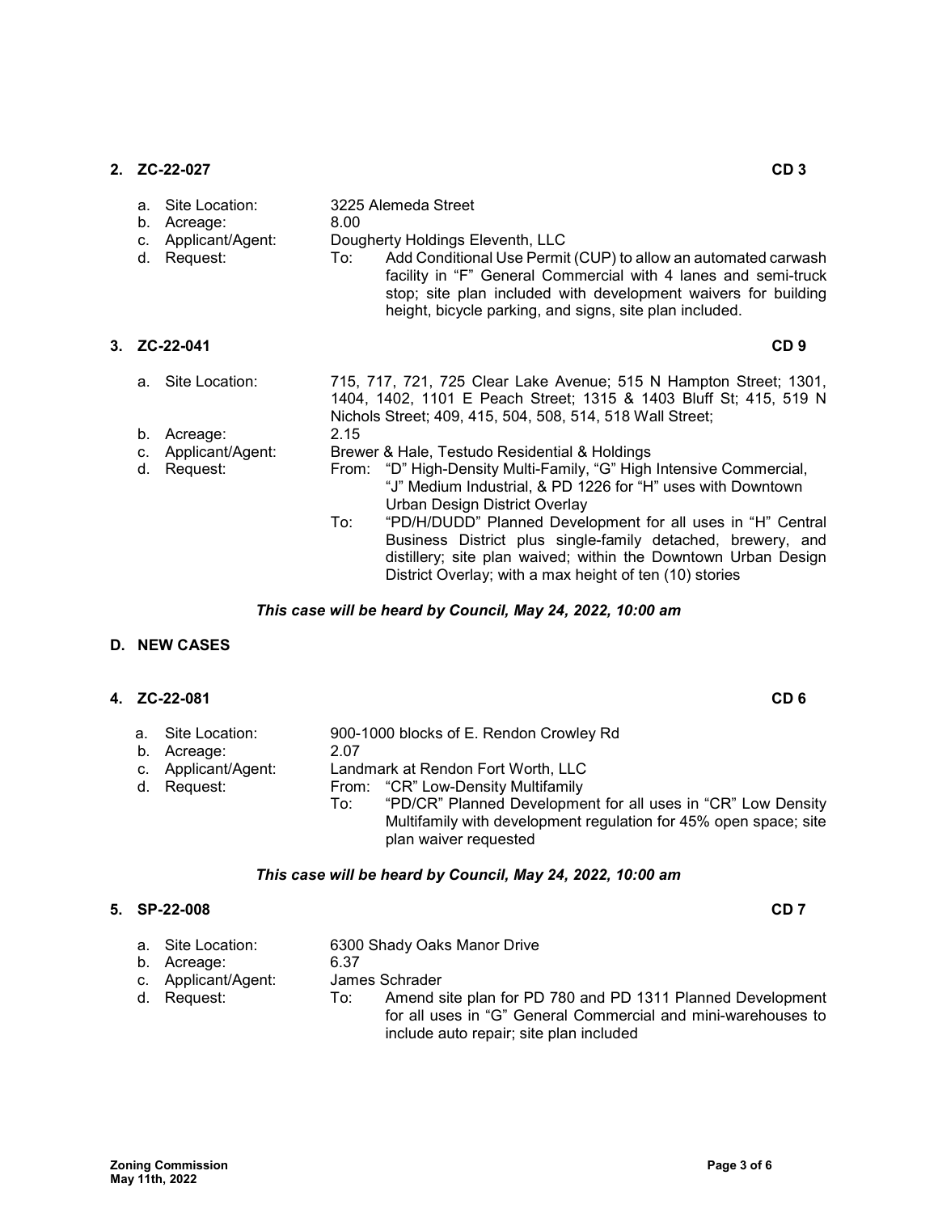**2. ZC-22-027** **CD 3**

a. Site Location: 3225 Alemeda Street
b. Acreage: 8.00
c. Applicant/Agent: Dougherty Holdings Eleventh, LLC
d. Request: To: Add Conditional Use Permit (CUP) to allow an automated carwash facility in "F" General Commercial with 4 lanes and semi-truck stop; site plan included with development waivers for building height, bicycle parking, and signs, site plan included.

**3. ZC-22-041** **CD 9**

a. Site Location: 715, 717, 721, 725 Clear Lake Avenue; 515 N Hampton Street; 1301, 1404, 1402, 1101 E Peach Street; 1315 & 1403 Bluff St; 415, 519 N Nichols Street; 409, 415, 504, 508, 514, 518 Wall Street;
b. Acreage: 2.15
c. Applicant/Agent: Brewer & Hale, Testudo Residential & Holdings
d. Request: From: "D" High-Density Multi-Family, "G" High Intensive Commercial, "J" Medium Industrial, & PD 1226 for "H" uses with Downtown Urban Design District Overlay
To: "PD/H/DUDD" Planned Development for all uses in "H" Central Business District plus single-family detached, brewery, and distillery; site plan waived; within the Downtown Urban Design District Overlay; with a max height of ten (10) stories

***This case will be heard by Council, May 24, 2022, 10:00 am***

## D. NEW CASES

**4. ZC-22-081** **CD 6**

a. Site Location: 900-1000 blocks of E. Rendon Crowley Rd
b. Acreage: 2.07
c. Applicant/Agent: Landmark at Rendon Fort Worth, LLC
d. Request: From: "CR" Low-Density Multifamily
To: "PD/CR" Planned Development for all uses in "CR" Low Density Multifamily with development regulation for 45% open space; site plan waiver requested

***This case will be heard by Council, May 24, 2022, 10:00 am***

**5. SP-22-008** **CD 7**

a. Site Location: 6300 Shady Oaks Manor Drive
b. Acreage: 6.37
c. Applicant/Agent: James Schrader
d. Request: To: Amend site plan for PD 780 and PD 1311 Planned Development for all uses in "G" General Commercial and mini-warehouses to include auto repair; site plan included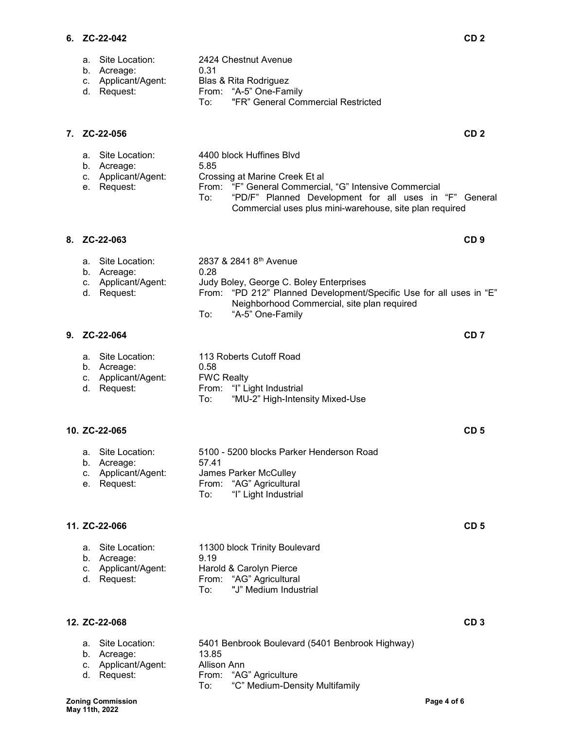**6. ZC-22-042** **CD 2**

a. Site Location: 2424 Chestnut Avenue
b. Acreage: 0.31
c. Applicant/Agent: Blas & Rita Rodriguez
d. Request: From: "A-5" One-Family
To: "FR" General Commercial Restricted

**7. ZC-22-056** **CD 2**

a. Site Location: 4400 block Huffines Blvd
b. Acreage: 5.85
c. Applicant/Agent: Crossing at Marine Creek Et al
e. Request: From: "F" General Commercial, "G" Intensive Commercial
To: "PD/F" Planned Development for all uses in "F" General Commercial uses plus mini-warehouse, site plan required

**8. ZC-22-063** **CD 9**

a. Site Location: 2837 & 2841 8th Avenue
b. Acreage: 0.28
c. Applicant/Agent: Judy Boley, George C. Boley Enterprises
d. Request: From: "PD 212" Planned Development/Specific Use for all uses in "E" Neighborhood Commercial, site plan required
To: "A-5" One-Family

**9. ZC-22-064** **CD 7**

a. Site Location: 113 Roberts Cutoff Road
b. Acreage: 0.58
c. Applicant/Agent: FWC Realty
d. Request: From: "I" Light Industrial
To: "MU-2" High-Intensity Mixed-Use

**10. ZC-22-065** **CD 5**

a. Site Location: 5100 - 5200 blocks Parker Henderson Road
b. Acreage: 57.41
c. Applicant/Agent: James Parker McCulley
e. Request: From: "AG" Agricultural
To: "I" Light Industrial

**11. ZC-22-066** **CD 5**

a. Site Location: 11300 block Trinity Boulevard
b. Acreage: 9.19
c. Applicant/Agent: Harold & Carolyn Pierce
d. Request: From: "AG" Agricultural
To: "J" Medium Industrial

**12. ZC-22-068** **CD 3**

a. Site Location: 5401 Benbrook Boulevard (5401 Benbrook Highway)
b. Acreage: 13.85
c. Applicant/Agent: Allison Ann
d. Request: From: "AG" Agriculture
To: "C" Medium-Density Multifamily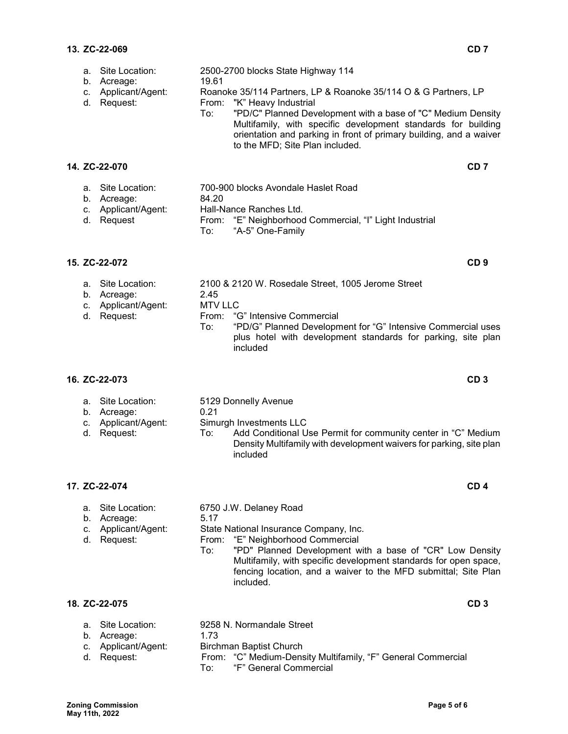**13. ZC-22-069** **CD 7**

a. Site Location: 2500-2700 blocks State Highway 114
b. Acreage: 19.61
c. Applicant/Agent: Roanoke 35/114 Partners, LP & Roanoke 35/114 O & G Partners, LP
d. Request: From: "K" Heavy Industrial
To: "PD/C" Planned Development with a base of "C" Medium Density Multifamily, with specific development standards for building orientation and parking in front of primary building, and a waiver to the MFD; Site Plan included.

**14. ZC-22-070** **CD 7**

a. Site Location: 700-900 blocks Avondale Haslet Road
b. Acreage: 84.20
c. Applicant/Agent: Hall-Nance Ranches Ltd.
d. Request From: "E" Neighborhood Commercial, "I" Light Industrial
To: "A-5" One-Family

**15. ZC-22-072** **CD 9**

a. Site Location: 2100 & 2120 W. Rosedale Street, 1005 Jerome Street
b. Acreage: 2.45
c. Applicant/Agent: MTV LLC
d. Request: From: "G" Intensive Commercial
To: "PD/G" Planned Development for "G" Intensive Commercial uses plus hotel with development standards for parking, site plan included

**16. ZC-22-073** **CD 3**

a. Site Location: 5129 Donnelly Avenue
b. Acreage: 0.21
c. Applicant/Agent: Simurgh Investments LLC
d. Request: To: Add Conditional Use Permit for community center in "C" Medium Density Multifamily with development waivers for parking, site plan included

**17. ZC-22-074** **CD 4**

a. Site Location: 6750 J.W. Delaney Road
b. Acreage: 5.17
c. Applicant/Agent: State National Insurance Company, Inc.
d. Request: From: "E" Neighborhood Commercial
To: "PD" Planned Development with a base of "CR" Low Density Multifamily, with specific development standards for open space, fencing location, and a waiver to the MFD submittal; Site Plan included.

**18. ZC-22-075** **CD 3**

a. Site Location: 9258 N. Normandale Street
b. Acreage: 1.73
c. Applicant/Agent: Birchman Baptist Church
d. Request: From: "C" Medium-Density Multifamily, "F" General Commercial
To: "F" General Commercial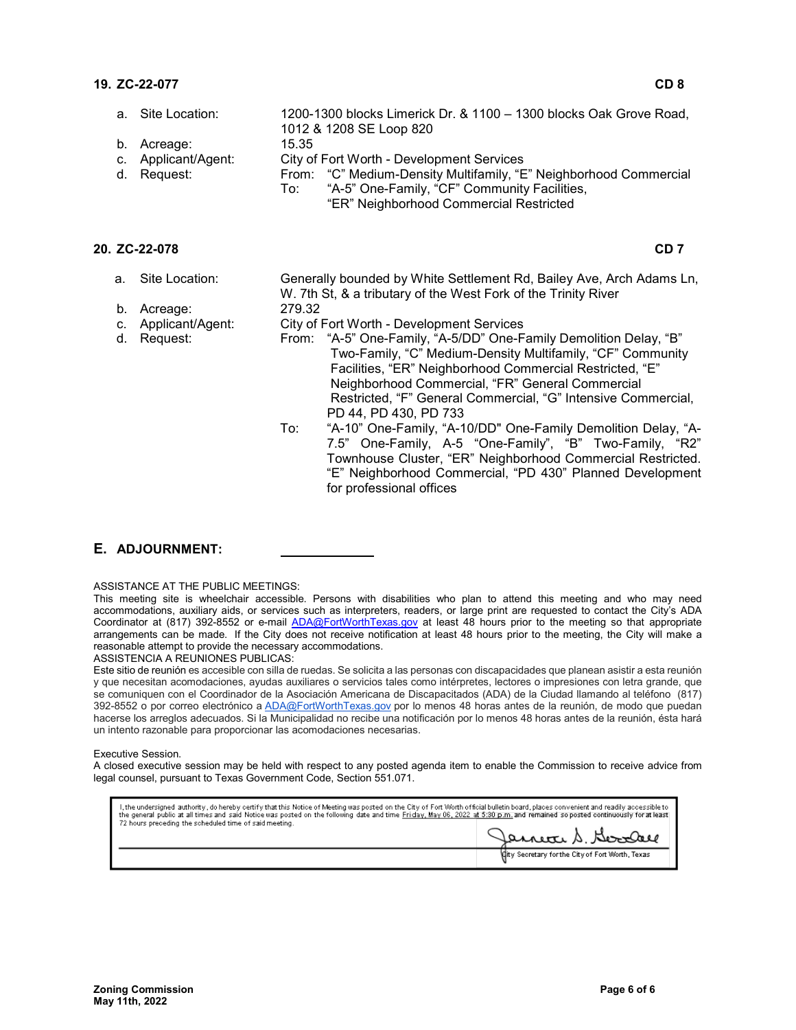**19. ZC-22-077** **CD 8**

a. Site Location: 1200-1300 blocks Limerick Dr. & 1100 – 1300 blocks Oak Grove Road, 1012 & 1208 SE Loop 820

b. Acreage: 15.35

c. Applicant/Agent: City of Fort Worth - Development Services

d. Request:
From: "C" Medium-Density Multifamily, "E" Neighborhood Commercial
To: "A-5" One-Family, "CF" Community Facilities, "ER" Neighborhood Commercial Restricted

**20. ZC-22-078** **CD 7**

a. Site Location: Generally bounded by White Settlement Rd, Bailey Ave, Arch Adams Ln, W. 7th St, & a tributary of the West Fork of the Trinity River

b. Acreage: 279.32

c. Applicant/Agent: City of Fort Worth - Development Services

d. Request:
From: "A-5" One-Family, "A-5/DD" One-Family Demolition Delay, "B" Two-Family, "C" Medium-Density Multifamily, "CF" Community Facilities, "ER" Neighborhood Commercial Restricted, "E" Neighborhood Commercial, "FR" General Commercial Restricted, "F" General Commercial, "G" Intensive Commercial, PD 44, PD 430, PD 733
To: "A-10" One-Family, "A-10/DD" One-Family Demolition Delay, "A-7.5" One-Family, A-5 "One-Family", "B" Two-Family, "R2" Townhouse Cluster, "ER" Neighborhood Commercial Restricted. "E" Neighborhood Commercial, "PD 430" Planned Development for professional offices

## E. ADJOURNMENT: ____________

ASSISTANCE AT THE PUBLIC MEETINGS:
This meeting site is wheelchair accessible. Persons with disabilities who plan to attend this meeting and who may need accommodations, auxiliary aids, or services such as interpreters, readers, or large print are requested to contact the City's ADA Coordinator at (817) 392-8552 or e-mail ADA@FortWorthTexas.gov at least 48 hours prior to the meeting so that appropriate arrangements can be made. If the City does not receive notification at least 48 hours prior to the meeting, the City will make a reasonable attempt to provide the necessary accommodations.

ASSISTENCIA A REUNIONES PUBLICAS:
Este sitio de reunión es accesible con silla de ruedas. Se solicita a las personas con discapacidades que planean asistir a esta reunión y que necesitan acomodaciones, ayudas auxiliares o servicios tales como intérpretes, lectores o impresiones con letra grande, que se comuniquen con el Coordinador de la Asociación Americana de Discapacitados (ADA) de la Ciudad llamando al teléfono (817) 392-8552 o por correo electrónico a ADA@FortWorthTexas.gov por lo menos 48 horas antes de la reunión, de modo que puedan hacerse los arreglos adecuados. Si la Municipalidad no recibe una notificación por lo menos 48 horas antes de la reunión, ésta hará un intento razonable para proporcionar las acomodaciones necesarias.

Executive Session.
A closed executive session may be held with respect to any posted agenda item to enable the Commission to receive advice from legal counsel, pursuant to Texas Government Code, Section 551.071.

I, the undersigned authority, do hereby certify that this Notice of Meeting was posted on the City of Fort Worth official bulletin board, places convenient and readily accessible to the general public at all times and said Notice was posted on the following date and time Friday, May 06, 2022 at 5:30 p.m. and remained so posted continuously for at least 72 hours preceding the scheduled time of said meeting.

Jannette S. Goodall
City Secretary for the City of Fort Worth, Texas